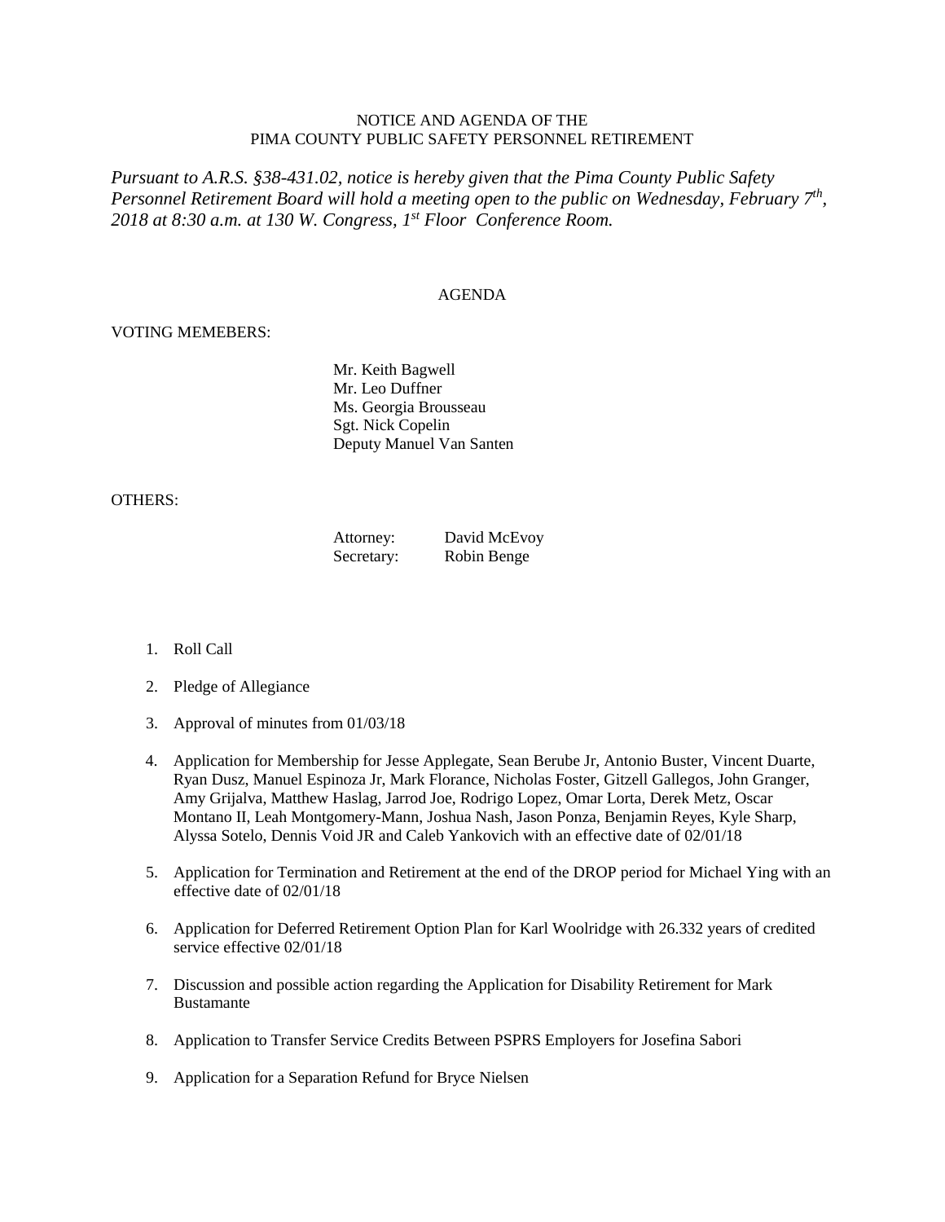NOTICE AND AGENDA OF THE
PIMA COUNTY PUBLIC SAFETY PERSONNEL RETIREMENT

*Pursuant to A.R.S. §38-431.02, notice is hereby given that the Pima County Public Safety Personnel Retirement Board will hold a meeting open to the public on Wednesday, February 7th, 2018 at 8:30 a.m. at 130 W. Congress, 1st Floor Conference Room.*

AGENDA

VOTING MEMEBERS:

Mr. Keith Bagwell
Mr. Leo Duffner
Ms. Georgia Brousseau
Sgt. Nick Copelin
Deputy Manuel Van Santen

OTHERS:

Attorney: David McEvoy
Secretary: Robin Benge

1. Roll Call
2. Pledge of Allegiance
3. Approval of minutes from 01/03/18
4. Application for Membership for Jesse Applegate, Sean Berube Jr, Antonio Buster, Vincent Duarte, Ryan Dusz, Manuel Espinoza Jr, Mark Florance, Nicholas Foster, Gitzell Gallegos, John Granger, Amy Grijalva, Matthew Haslag, Jarrod Joe, Rodrigo Lopez, Omar Lorta, Derek Metz, Oscar Montano II, Leah Montgomery-Mann, Joshua Nash, Jason Ponza, Benjamin Reyes, Kyle Sharp, Alyssa Sotelo, Dennis Void JR and Caleb Yankovich with an effective date of 02/01/18
5. Application for Termination and Retirement at the end of the DROP period for Michael Ying with an effective date of 02/01/18
6. Application for Deferred Retirement Option Plan for Karl Woolridge with 26.332 years of credited service effective 02/01/18
7. Discussion and possible action regarding the Application for Disability Retirement for Mark Bustamante
8. Application to Transfer Service Credits Between PSPRS Employers for Josefina Sabori
9. Application for a Separation Refund for Bryce Nielsen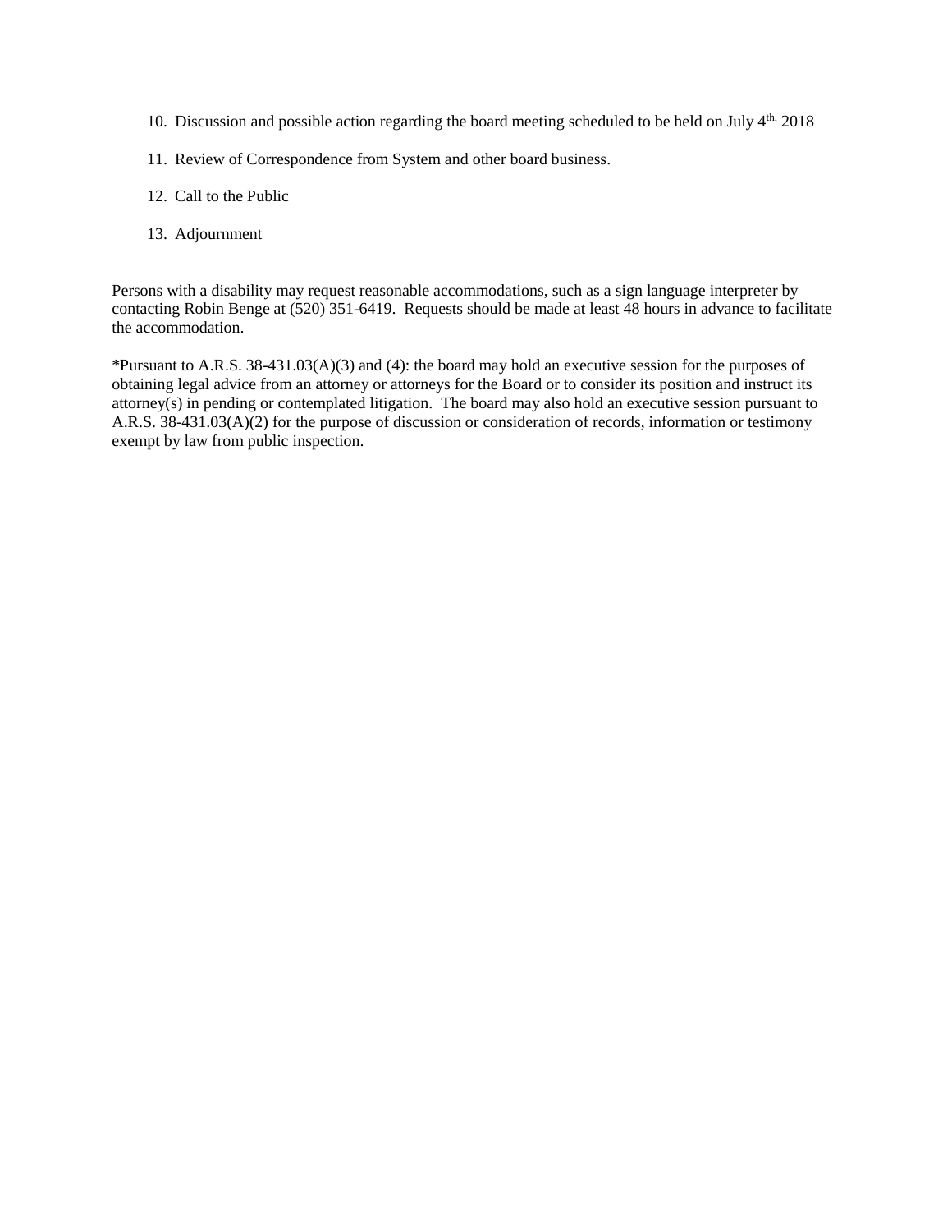10. Discussion and possible action regarding the board meeting scheduled to be held on July 4th, 2018

11. Review of Correspondence from System and other board business.

12. Call to the Public

13. Adjournment

Persons with a disability may request reasonable accommodations, such as a sign language interpreter by contacting Robin Benge at (520) 351-6419. Requests should be made at least 48 hours in advance to facilitate the accommodation.

*Pursuant to A.R.S. 38-431.03(A)(3) and (4): the board may hold an executive session for the purposes of obtaining legal advice from an attorney or attorneys for the Board or to consider its position and instruct its attorney(s) in pending or contemplated litigation. The board may also hold an executive session pursuant to A.R.S. 38-431.03(A)(2) for the purpose of discussion or consideration of records, information or testimony exempt by law from public inspection.